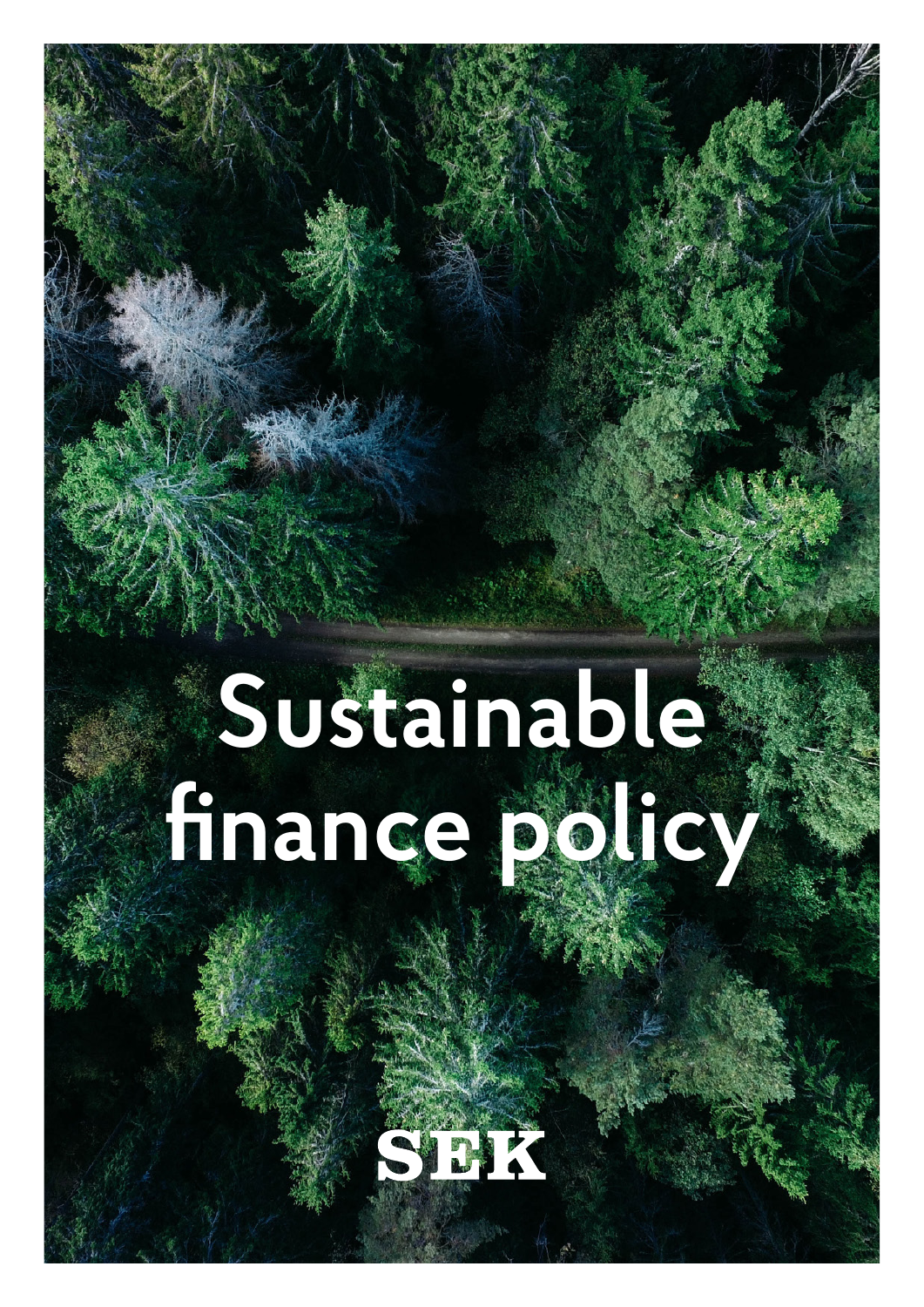# Sustainable finance policy

SEK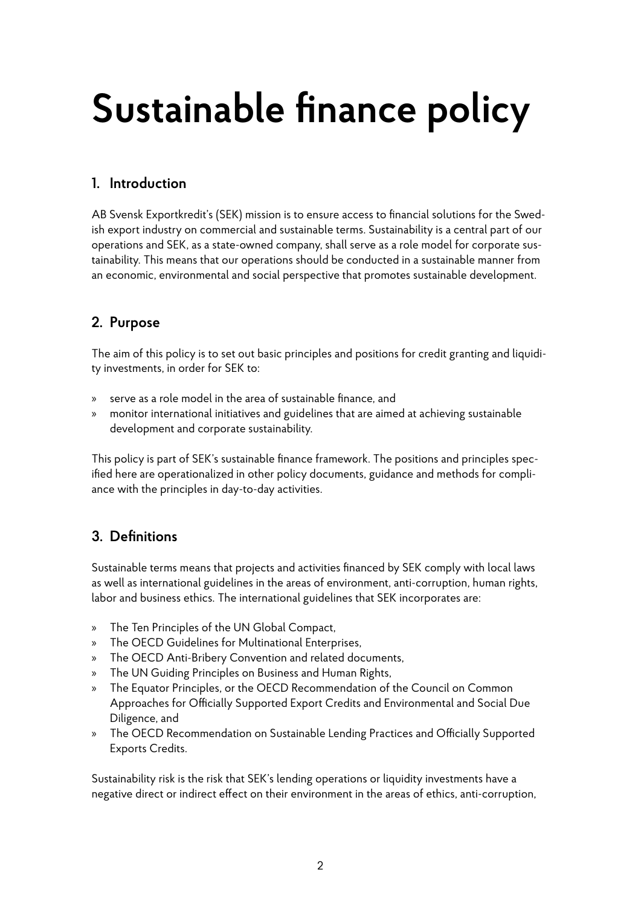# Sustainable finance policy

## 1. Introduction

AB Svensk Exportkredit's (SEK) mission is to ensure access to financial solutions for the Swedish export industry on commercial and sustainable terms. Sustainability is a central part of our operations and SEK, as a state-owned company, shall serve as a role model for corporate sustainability. This means that our operations should be conducted in a sustainable manner from an economic, environmental and social perspective that promotes sustainable development.

## 2. Purpose

The aim of this policy is to set out basic principles and positions for credit granting and liquidity investments, in order for SEK to:

- serve as a role model in the area of sustainable finance, and
- monitor international initiatives and guidelines that are aimed at achieving sustainable development and corporate sustainability.

This policy is part of SEK's sustainable finance framework. The positions and principles specified here are operationalized in other policy documents, guidance and methods for compliance with the principles in day-to-day activities.

## 3. Definitions

Sustainable terms means that projects and activities financed by SEK comply with local laws as well as international guidelines in the areas of environment, anti-corruption, human rights, labor and business ethics. The international guidelines that SEK incorporates are:

- The Ten Principles of the UN Global Compact,
- The OECD Guidelines for Multinational Enterprises,
- The OECD Anti-Bribery Convention and related documents,
- The UN Guiding Principles on Business and Human Rights,
- The Equator Principles, or the OECD Recommendation of the Council on Common Approaches for Officially Supported Export Credits and Environmental and Social Due Diligence, and
- The OECD Recommendation on Sustainable Lending Practices and Officially Supported Exports Credits.

Sustainability risk is the risk that SEK's lending operations or liquidity investments have a negative direct or indirect effect on their environment in the areas of ethics, anti-corruption,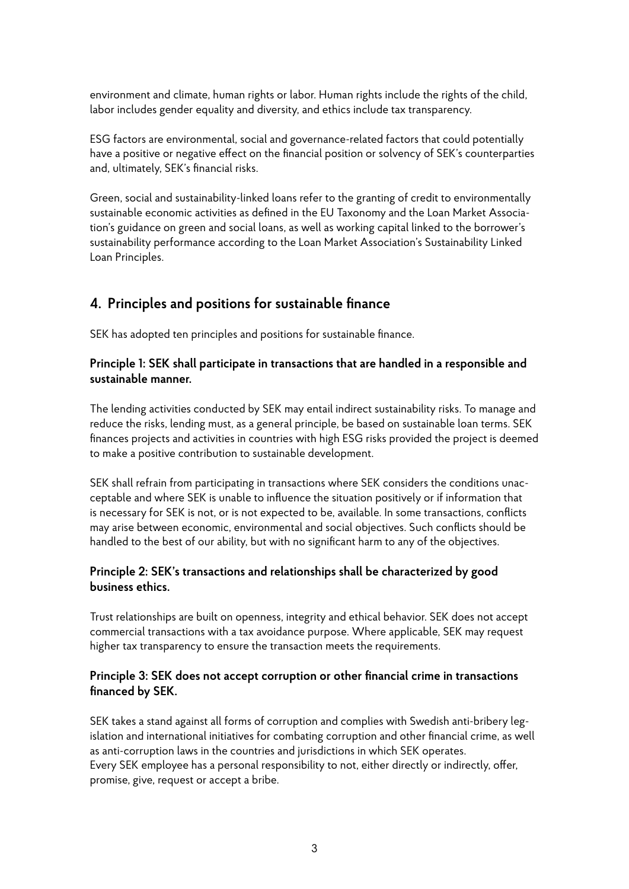environment and climate, human rights or labor. Human rights include the rights of the child, labor includes gender equality and diversity, and ethics include tax transparency.

ESG factors are environmental, social and governance-related factors that could potentially have a positive or negative effect on the financial position or solvency of SEK's counterparties and, ultimately, SEK's financial risks.

Green, social and sustainability-linked loans refer to the granting of credit to environmentally sustainable economic activities as defined in the EU Taxonomy and the Loan Market Association's guidance on green and social loans, as well as working capital linked to the borrower's sustainability performance according to the Loan Market Association's Sustainability Linked Loan Principles.

## 4. Principles and positions for sustainable finance

SEK has adopted ten principles and positions for sustainable finance.

### Principle 1: SEK shall participate in transactions that are handled in a responsible and sustainable manner.

The lending activities conducted by SEK may entail indirect sustainability risks. To manage and reduce the risks, lending must, as a general principle, be based on sustainable loan terms. SEK finances projects and activities in countries with high ESG risks provided the project is deemed to make a positive contribution to sustainable development.

SEK shall refrain from participating in transactions where SEK considers the conditions unacceptable and where SEK is unable to influence the situation positively or if information that is necessary for SEK is not, or is not expected to be, available. In some transactions, conflicts may arise between economic, environmental and social objectives. Such conflicts should be handled to the best of our ability, but with no significant harm to any of the objectives.

### Principle 2: SEK's transactions and relationships shall be characterized by good business ethics.

Trust relationships are built on openness, integrity and ethical behavior. SEK does not accept commercial transactions with a tax avoidance purpose. Where applicable, SEK may request higher tax transparency to ensure the transaction meets the requirements.

### Principle 3: SEK does not accept corruption or other financial crime in transactions financed by SEK.

SEK takes a stand against all forms of corruption and complies with Swedish anti-bribery legislation and international initiatives for combating corruption and other financial crime, as well as anti-corruption laws in the countries and jurisdictions in which SEK operates.
Every SEK employee has a personal responsibility to not, either directly or indirectly, offer, promise, give, request or accept a bribe.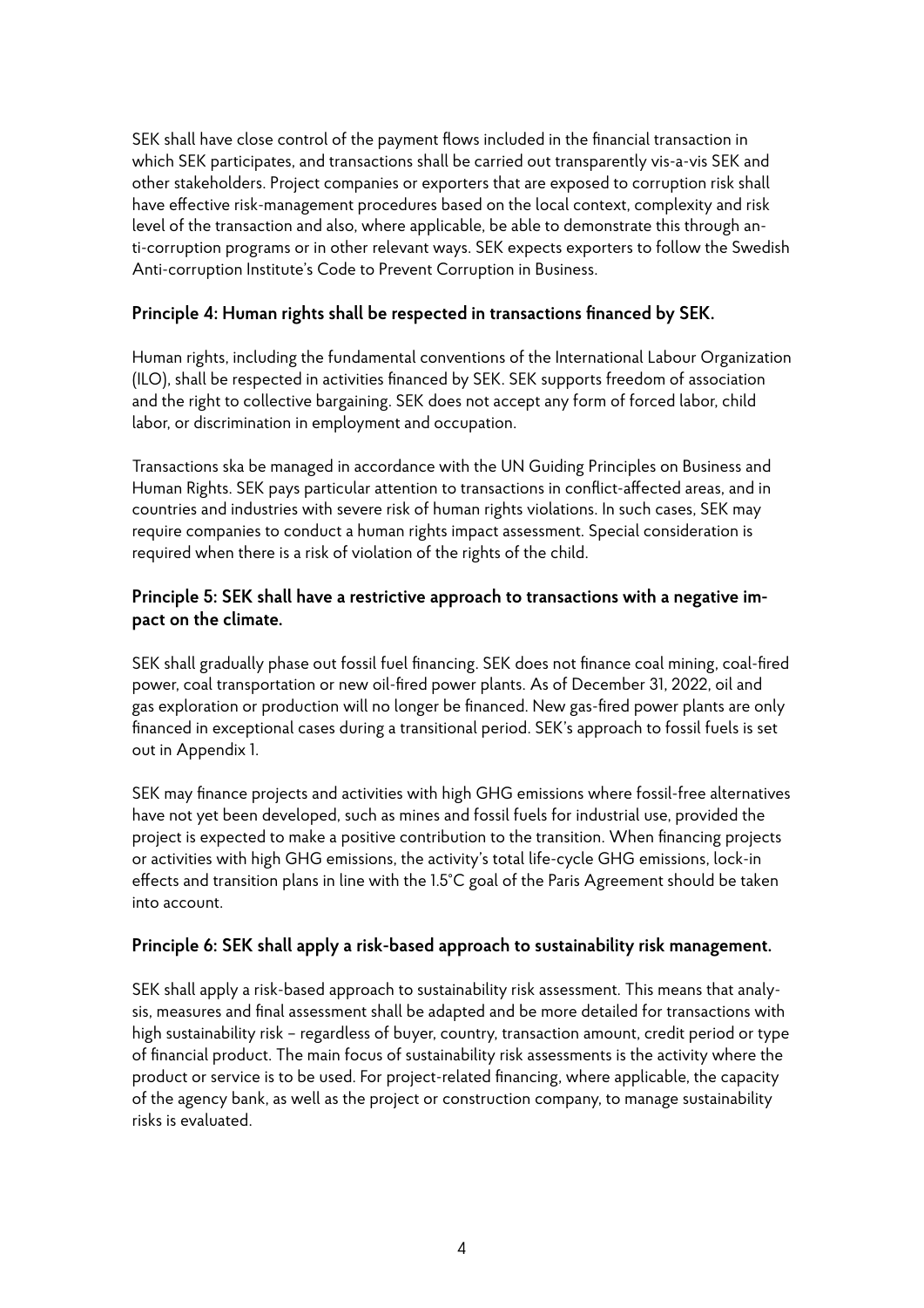SEK shall have close control of the payment flows included in the financial transaction in which SEK participates, and transactions shall be carried out transparently vis-a-vis SEK and other stakeholders. Project companies or exporters that are exposed to corruption risk shall have effective risk-management procedures based on the local context, complexity and risk level of the transaction and also, where applicable, be able to demonstrate this through anti-corruption programs or in other relevant ways. SEK expects exporters to follow the Swedish Anti-corruption Institute's Code to Prevent Corruption in Business.

### Principle 4: Human rights shall be respected in transactions financed by SEK.

Human rights, including the fundamental conventions of the International Labour Organization (ILO), shall be respected in activities financed by SEK. SEK supports freedom of association and the right to collective bargaining. SEK does not accept any form of forced labor, child labor, or discrimination in employment and occupation.

Transactions ska be managed in accordance with the UN Guiding Principles on Business and Human Rights. SEK pays particular attention to transactions in conflict-affected areas, and in countries and industries with severe risk of human rights violations. In such cases, SEK may require companies to conduct a human rights impact assessment. Special consideration is required when there is a risk of violation of the rights of the child.

### Principle 5: SEK shall have a restrictive approach to transactions with a negative impact on the climate.

SEK shall gradually phase out fossil fuel financing. SEK does not finance coal mining, coal-fired power, coal transportation or new oil-fired power plants. As of December 31, 2022, oil and gas exploration or production will no longer be financed. New gas-fired power plants are only financed in exceptional cases during a transitional period. SEK's approach to fossil fuels is set out in Appendix 1.

SEK may finance projects and activities with high GHG emissions where fossil-free alternatives have not yet been developed, such as mines and fossil fuels for industrial use, provided the project is expected to make a positive contribution to the transition. When financing projects or activities with high GHG emissions, the activity's total life-cycle GHG emissions, lock-in effects and transition plans in line with the 1.5°C goal of the Paris Agreement should be taken into account.

### Principle 6: SEK shall apply a risk-based approach to sustainability risk management.

SEK shall apply a risk-based approach to sustainability risk assessment. This means that analysis, measures and final assessment shall be adapted and be more detailed for transactions with high sustainability risk – regardless of buyer, country, transaction amount, credit period or type of financial product. The main focus of sustainability risk assessments is the activity where the product or service is to be used. For project-related financing, where applicable, the capacity of the agency bank, as well as the project or construction company, to manage sustainability risks is evaluated.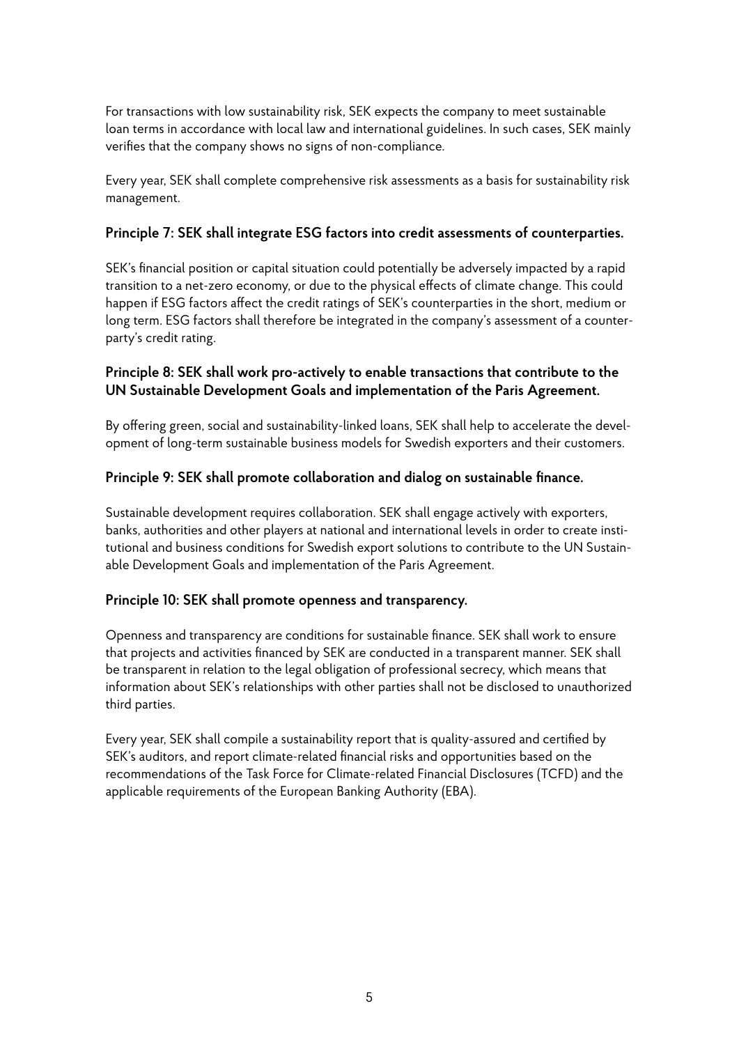For transactions with low sustainability risk, SEK expects the company to meet sustainable loan terms in accordance with local law and international guidelines. In such cases, SEK mainly verifies that the company shows no signs of non-compliance.

Every year, SEK shall complete comprehensive risk assessments as a basis for sustainability risk management.

**Principle 7: SEK shall integrate ESG factors into credit assessments of counterparties.**

SEK's financial position or capital situation could potentially be adversely impacted by a rapid transition to a net-zero economy, or due to the physical effects of climate change. This could happen if ESG factors affect the credit ratings of SEK's counterparties in the short, medium or long term. ESG factors shall therefore be integrated in the company's assessment of a counterparty's credit rating.

**Principle 8: SEK shall work pro-actively to enable transactions that contribute to the UN Sustainable Development Goals and implementation of the Paris Agreement.**

By offering green, social and sustainability-linked loans, SEK shall help to accelerate the development of long-term sustainable business models for Swedish exporters and their customers.

**Principle 9: SEK shall promote collaboration and dialog on sustainable finance.**

Sustainable development requires collaboration. SEK shall engage actively with exporters, banks, authorities and other players at national and international levels in order to create institutional and business conditions for Swedish export solutions to contribute to the UN Sustainable Development Goals and implementation of the Paris Agreement.

**Principle 10: SEK shall promote openness and transparency.**

Openness and transparency are conditions for sustainable finance. SEK shall work to ensure that projects and activities financed by SEK are conducted in a transparent manner. SEK shall be transparent in relation to the legal obligation of professional secrecy, which means that information about SEK's relationships with other parties shall not be disclosed to unauthorized third parties.

Every year, SEK shall compile a sustainability report that is quality-assured and certified by SEK's auditors, and report climate-related financial risks and opportunities based on the recommendations of the Task Force for Climate-related Financial Disclosures (TCFD) and the applicable requirements of the European Banking Authority (EBA).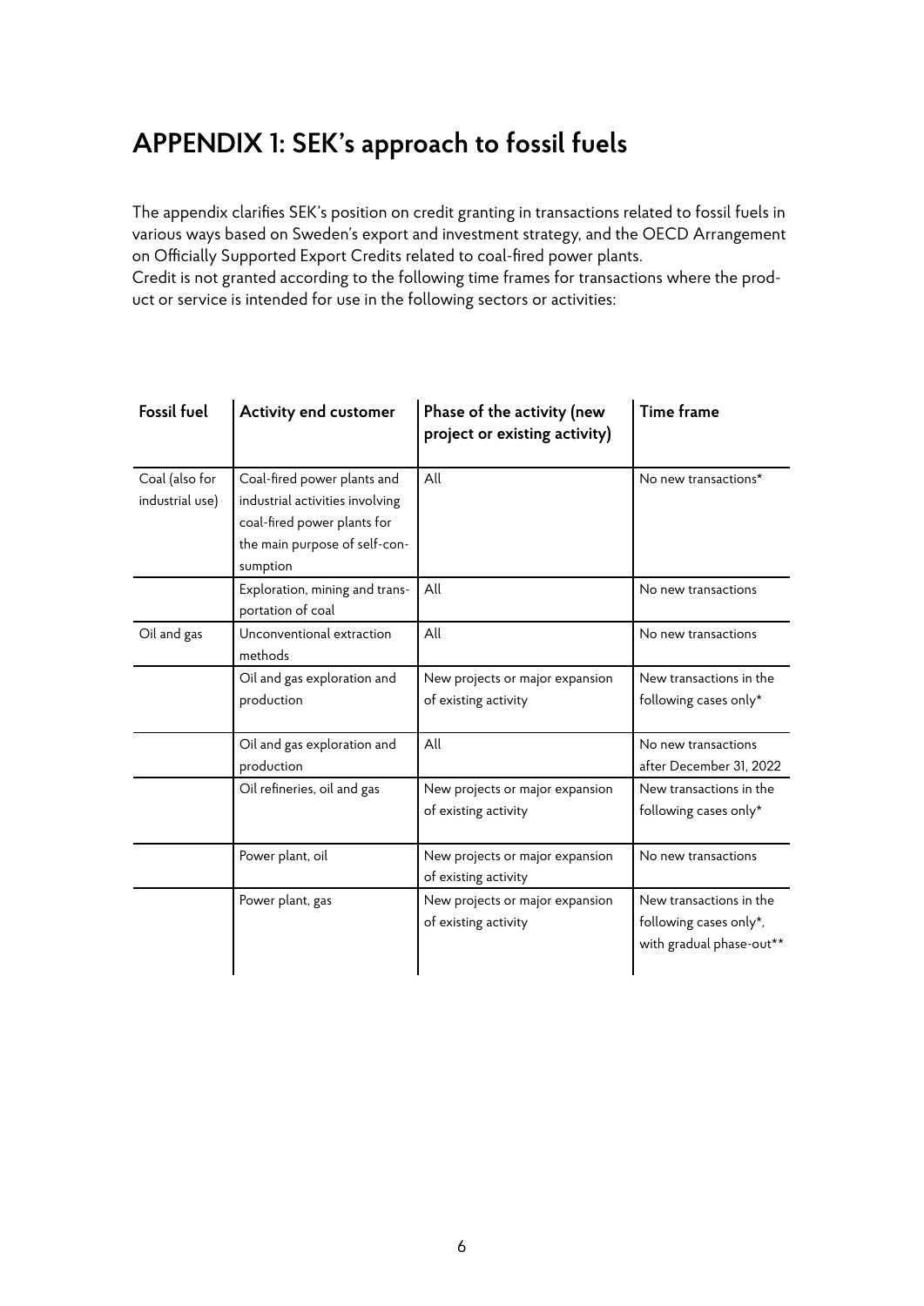# APPENDIX 1: SEK's approach to fossil fuels

The appendix clarifies SEK's position on credit granting in transactions related to fossil fuels in various ways based on Sweden's export and investment strategy, and the OECD Arrangement on Officially Supported Export Credits related to coal-fired power plants.
Credit is not granted according to the following time frames for transactions where the product or service is intended for use in the following sectors or activities:

| Fossil fuel | Activity end customer | Phase of the activity (new project or existing activity) | Time frame |
|---|---|---|---|
| Coal (also for industrial use) | Coal-fired power plants and industrial activities involving coal-fired power plants for the main purpose of self-consumption | All | No new transactions* |
| | Exploration, mining and transportation of coal | All | No new transactions |
| Oil and gas | Unconventional extraction methods | All | No new transactions |
| | Oil and gas exploration and production | New projects or major expansion of existing activity | New transactions in the following cases only* |
| | Oil and gas exploration and production | All | No new transactions after December 31, 2022 |
| | Oil refineries, oil and gas | New projects or major expansion of existing activity | New transactions in the following cases only* |
| | Power plant, oil | New projects or major expansion of existing activity | No new transactions |
| | Power plant, gas | New projects or major expansion of existing activity | New transactions in the following cases only*, with gradual phase-out** |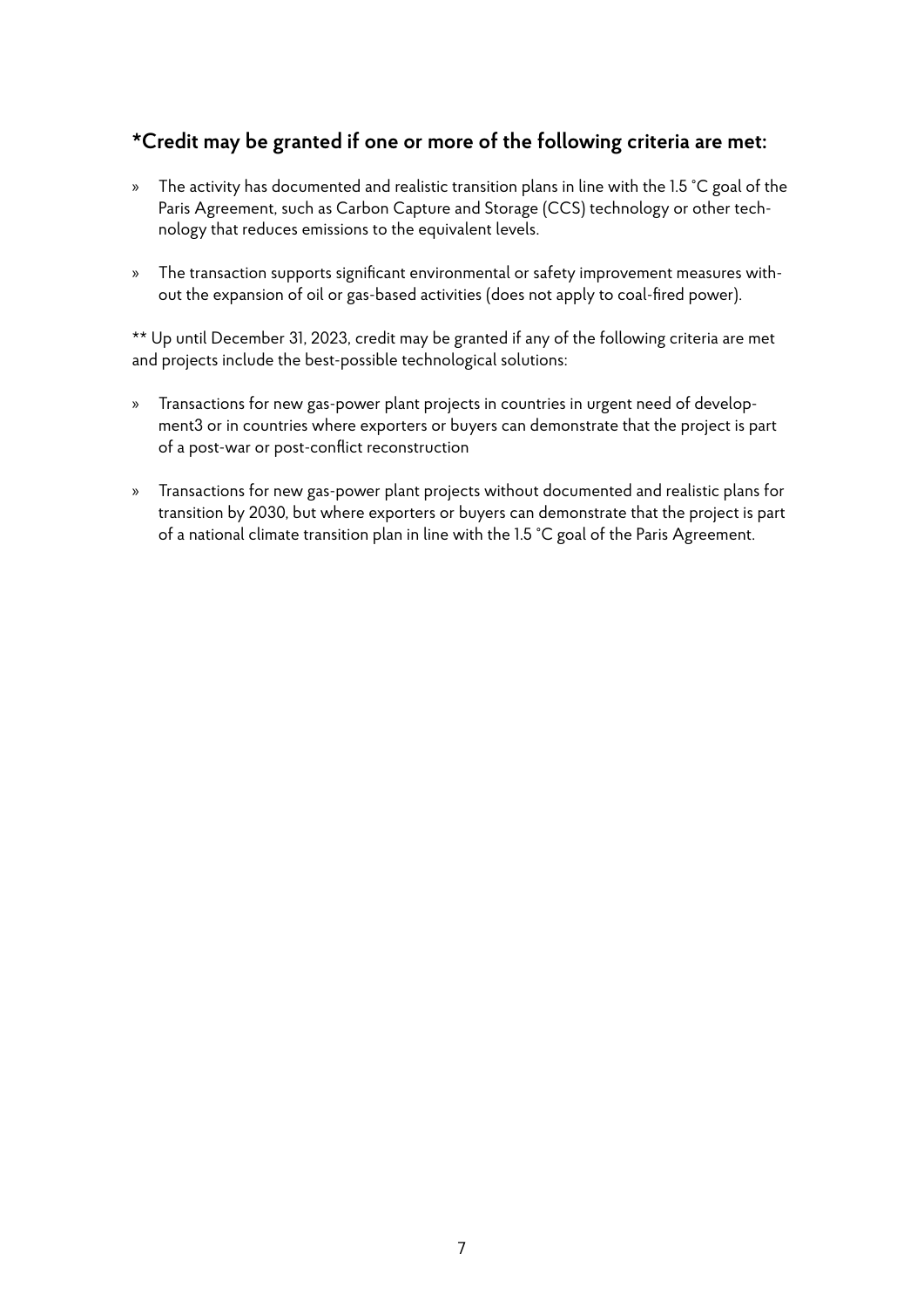### *Credit may be granted if one or more of the following criteria are met:

- The activity has documented and realistic transition plans in line with the 1.5 °C goal of the Paris Agreement, such as Carbon Capture and Storage (CCS) technology or other technology that reduces emissions to the equivalent levels.

- The transaction supports significant environmental or safety improvement measures without the expansion of oil or gas-based activities (does not apply to coal-fired power).

** Up until December 31, 2023, credit may be granted if any of the following criteria are met and projects include the best-possible technological solutions:

- Transactions for new gas-power plant projects in countries in urgent need of development[3] or in countries where exporters or buyers can demonstrate that the project is part of a post-war or post-conflict reconstruction

- Transactions for new gas-power plant projects without documented and realistic plans for transition by 2030, but where exporters or buyers can demonstrate that the project is part of a national climate transition plan in line with the 1.5 °C goal of the Paris Agreement.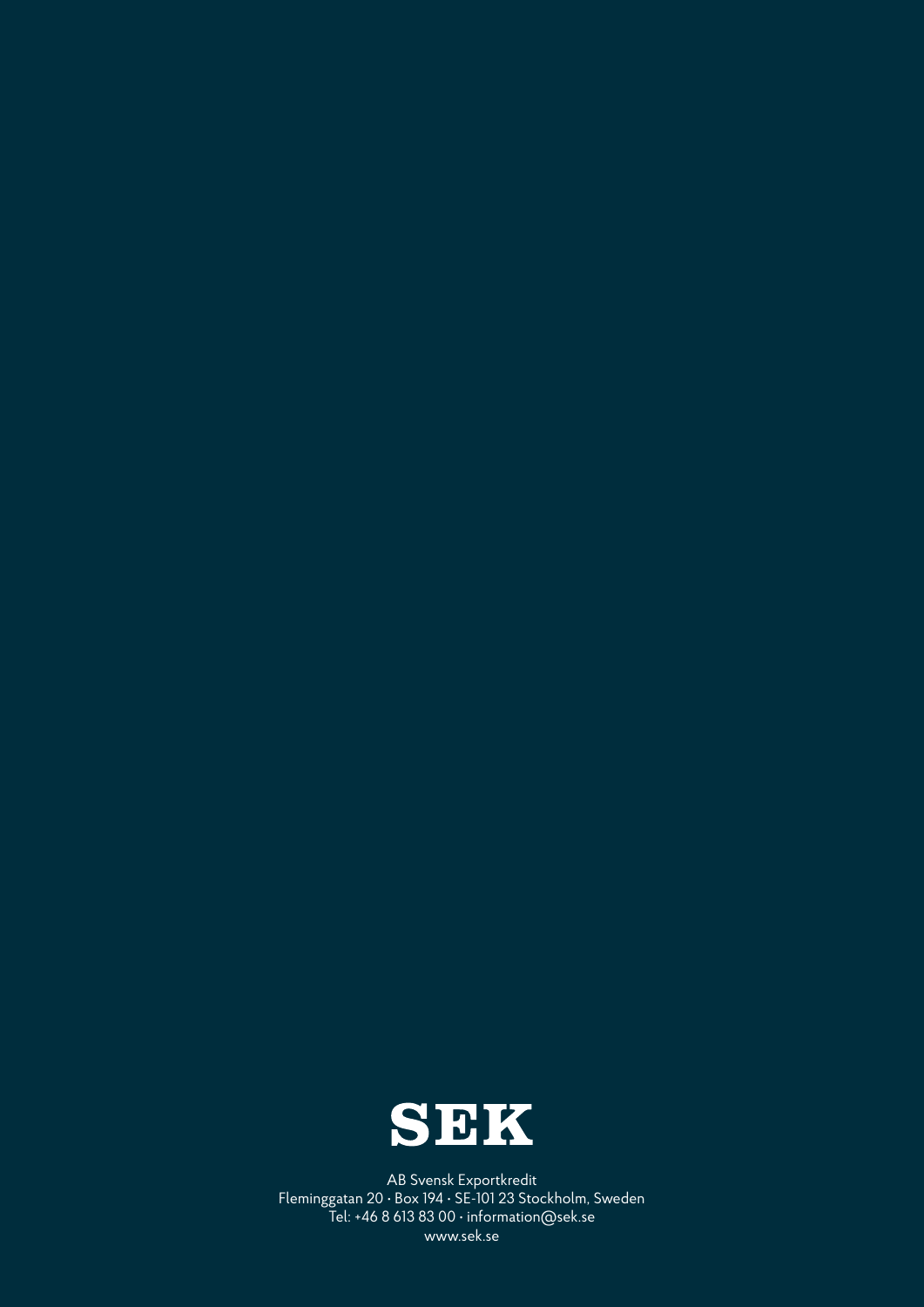**SEK**

AB Svensk Exportkredit
Fleminggatan 20 · Box 194 · SE-101 23 Stockholm, Sweden
Tel: +46 8 613 83 00 · information@sek.se
www.sek.se